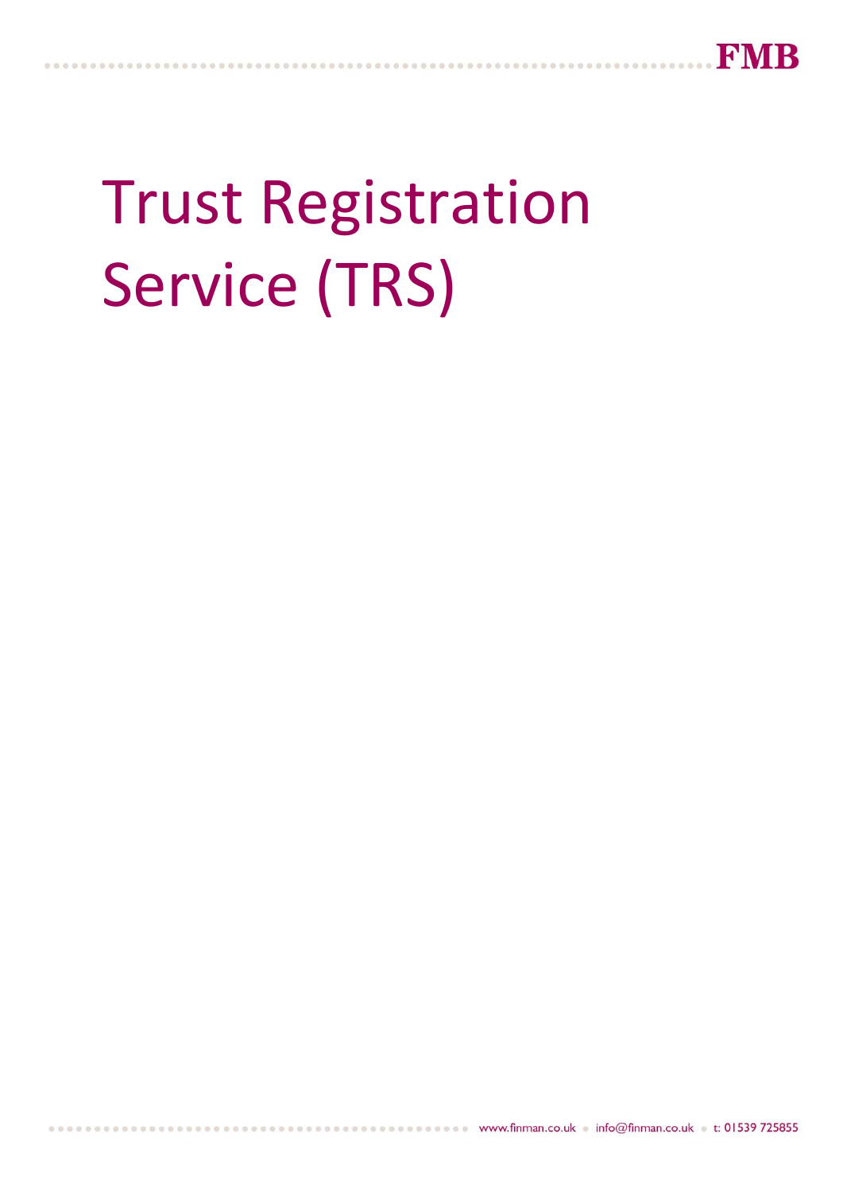# Trust Registration Service (TRS)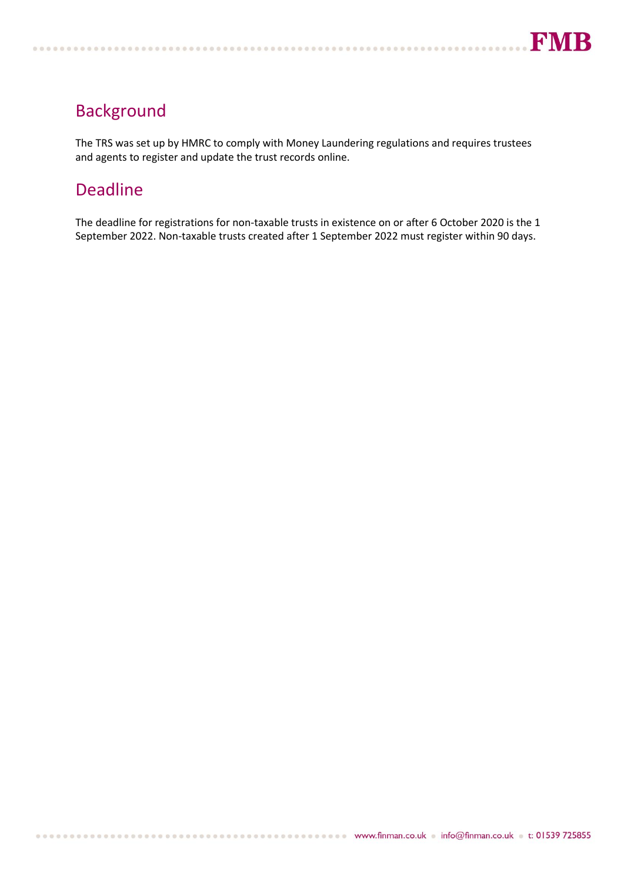## Background

The TRS was set up by HMRC to comply with Money Laundering regulations and requires trustees and agents to register and update the trust records online.

## Deadline

The deadline for registrations for non-taxable trusts in existence on or after 6 October 2020 is the 1 September 2022. Non-taxable trusts created after 1 September 2022 must register within 90 days.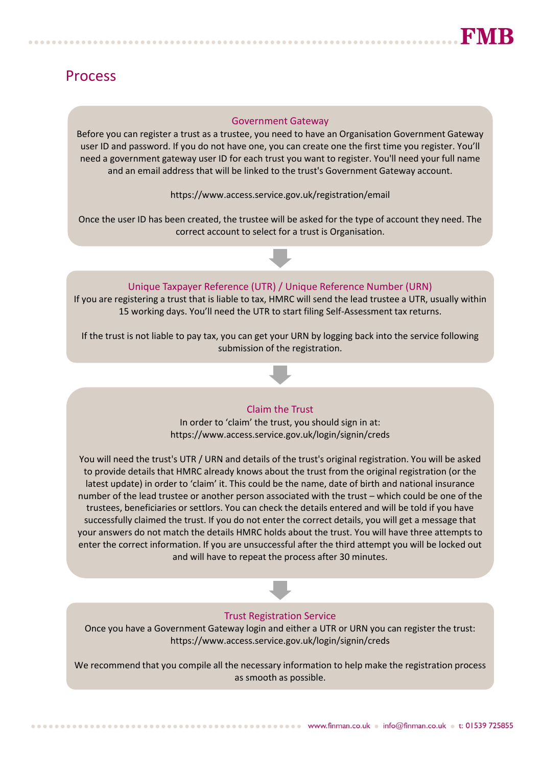# Process

### Government Gateway

Before you can register a trust as a trustee, you need to have an Organisation Government Gateway user ID and password. If you do not have one, you can create one the first time you register. You'll need a government gateway user ID for each trust you want to register. You'll need your full name and an email address that will be linked to the trust's Government Gateway account.

https://www.access.service.gov.uk/registration/email

Once the user ID has been created, the trustee will be asked for the type of account they need. The correct account to select for a trust is Organisation.

### Unique Taxpayer Reference (UTR) / Unique Reference Number (URN)

If you are registering a trust that is liable to tax, HMRC will send the lead trustee a UTR, usually within 15 working days. You'll need the UTR to start filing Self-Assessment tax returns.

If the trust is not liable to pay tax, you can get your URN by logging back into the service following submission of the registration.

### Claim the Trust

In order to 'claim' the trust, you should sign in at:
https://www.access.service.gov.uk/login/signin/creds

You will need the trust's UTR / URN and details of the trust's original registration. You will be asked to provide details that HMRC already knows about the trust from the original registration (or the latest update) in order to 'claim' it. This could be the name, date of birth and national insurance number of the lead trustee or another person associated with the trust – which could be one of the trustees, beneficiaries or settlors. You can check the details entered and will be told if you have successfully claimed the trust. If you do not enter the correct details, you will get a message that your answers do not match the details HMRC holds about the trust. You will have three attempts to enter the correct information. If you are unsuccessful after the third attempt you will be locked out and will have to repeat the process after 30 minutes.

### Trust Registration Service

Once you have a Government Gateway login and either a UTR or URN you can register the trust:
https://www.access.service.gov.uk/login/signin/creds

We recommend that you compile all the necessary information to help make the registration process as smooth as possible.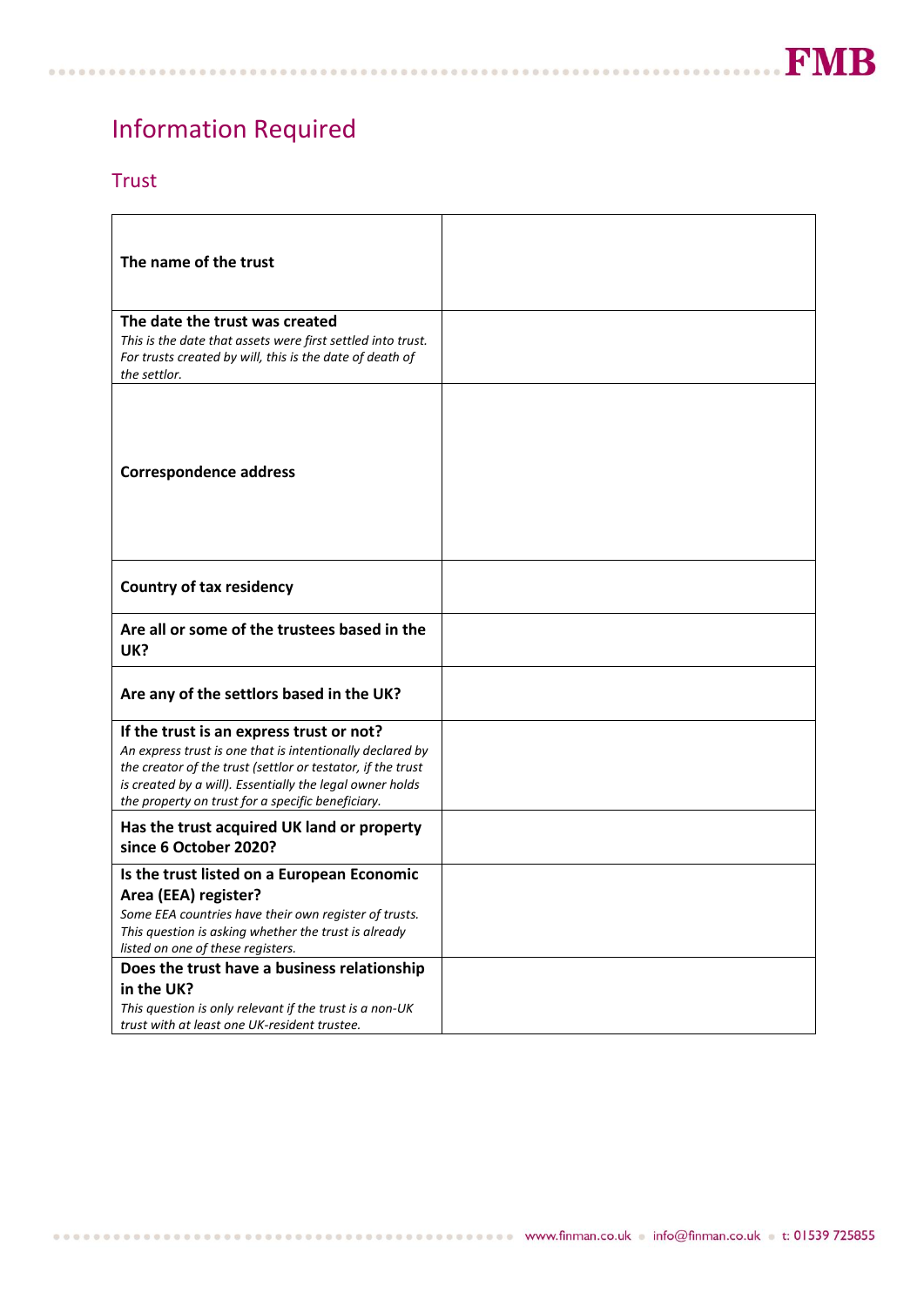# Information Required

## Trust

| | |
|---|---|
| **The name of the trust** | |
| **The date the trust was created**<br>*This is the date that assets were first settled into trust. For trusts created by will, this is the date of death of the settlor.* | |
| **Correspondence address** | |
| **Country of tax residency** | |
| **Are all or some of the trustees based in the UK?** | |
| **Are any of the settlors based in the UK?** | |
| **If the trust is an express trust or not?**<br>*An express trust is one that is intentionally declared by the creator of the trust (settlor or testator, if the trust is created by a will). Essentially the legal owner holds the property on trust for a specific beneficiary.* | |
| **Has the trust acquired UK land or property since 6 October 2020?** | |
| **Is the trust listed on a European Economic Area (EEA) register?**<br>*Some EEA countries have their own register of trusts. This question is asking whether the trust is already listed on one of these registers.* | |
| **Does the trust have a business relationship in the UK?**<br>*This question is only relevant if the trust is a non-UK trust with at least one UK-resident trustee.* | |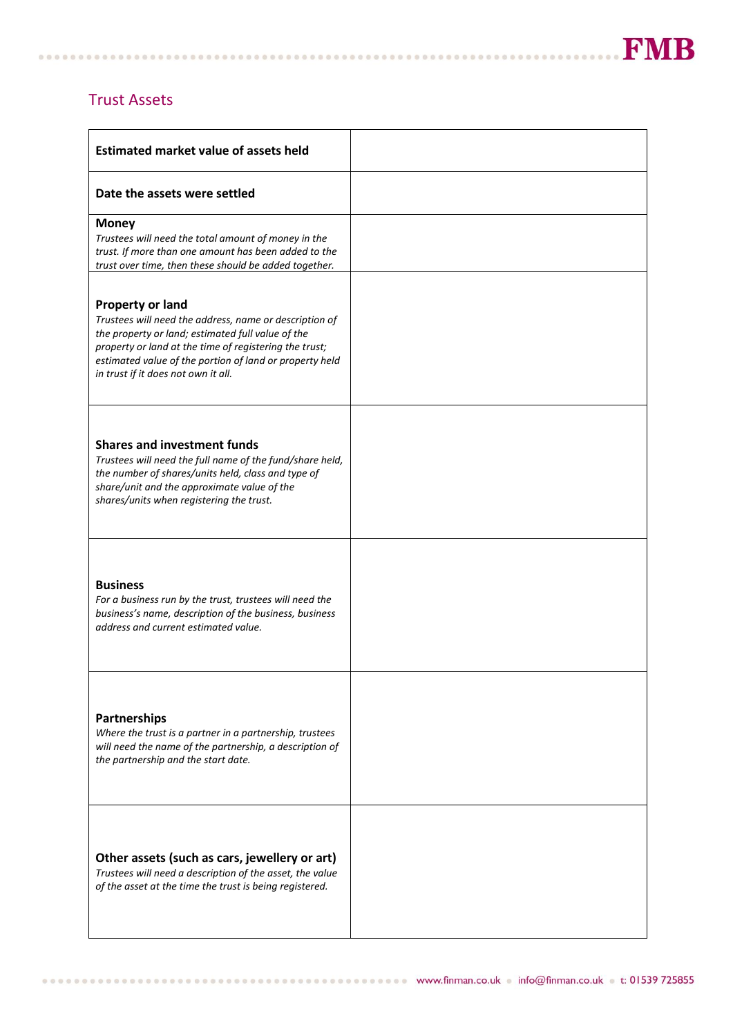## Trust Assets

| **Estimated market value of assets held** | |
|---|---|
| **Date the assets were settled** | |
| **Money**<br>*Trustees will need the total amount of money in the trust. If more than one amount has been added to the trust over time, then these should be added together.* | |
| **Property or land**<br>*Trustees will need the address, name or description of the property or land; estimated full value of the property or land at the time of registering the trust; estimated value of the portion of land or property held in trust if it does not own it all.* | |
| **Shares and investment funds**<br>*Trustees will need the full name of the fund/share held, the number of shares/units held, class and type of share/unit and the approximate value of the shares/units when registering the trust.* | |
| **Business**<br>*For a business run by the trust, trustees will need the business's name, description of the business, business address and current estimated value.* | |
| **Partnerships**<br>*Where the trust is a partner in a partnership, trustees will need the name of the partnership, a description of the partnership and the start date.* | |
| **Other assets (such as cars, jewellery or art)**<br>*Trustees will need a description of the asset, the value of the asset at the time the trust is being registered.* | |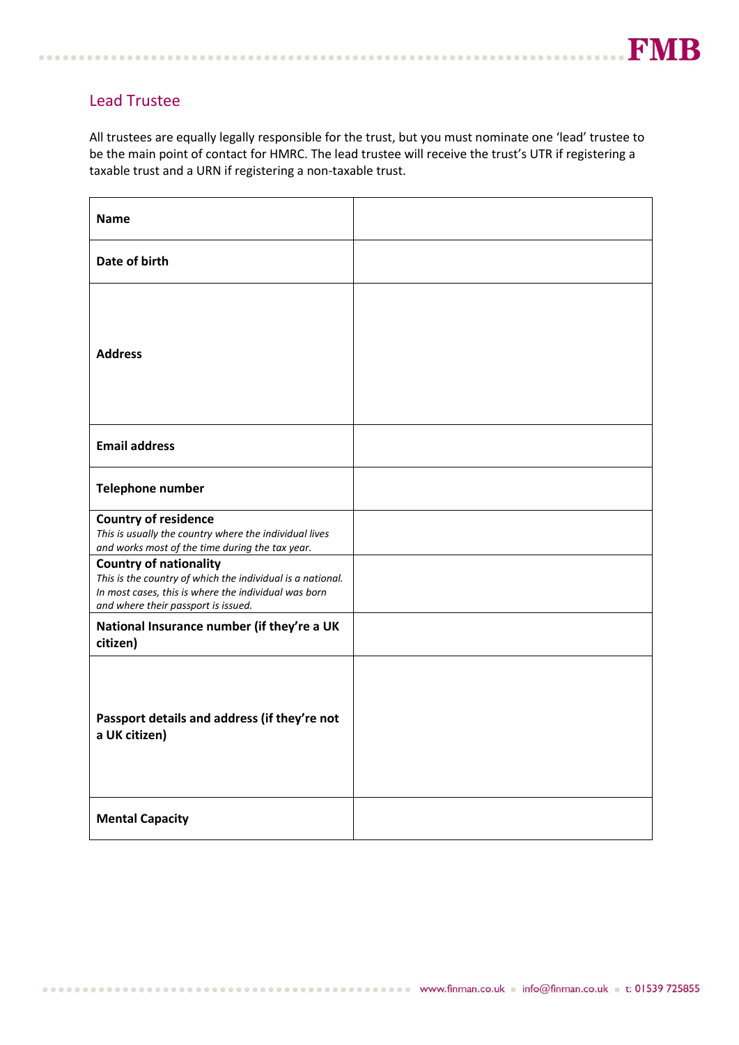## Lead Trustee

All trustees are equally legally responsible for the trust, but you must nominate one 'lead' trustee to be the main point of contact for HMRC. The lead trustee will receive the trust's UTR if registering a taxable trust and a URN if registering a non-taxable trust.

| | |
|---|---|
| **Name** | |
| **Date of birth** | |
| **Address** | |
| **Email address** | |
| **Telephone number** | |
| **Country of residence**<br>*This is usually the country where the individual lives and works most of the time during the tax year.* | |
| **Country of nationality**<br>*This is the country of which the individual is a national. In most cases, this is where the individual was born and where their passport is issued.* | |
| **National Insurance number (if they're a UK citizen)** | |
| **Passport details and address (if they're not a UK citizen)** | |
| **Mental Capacity** | |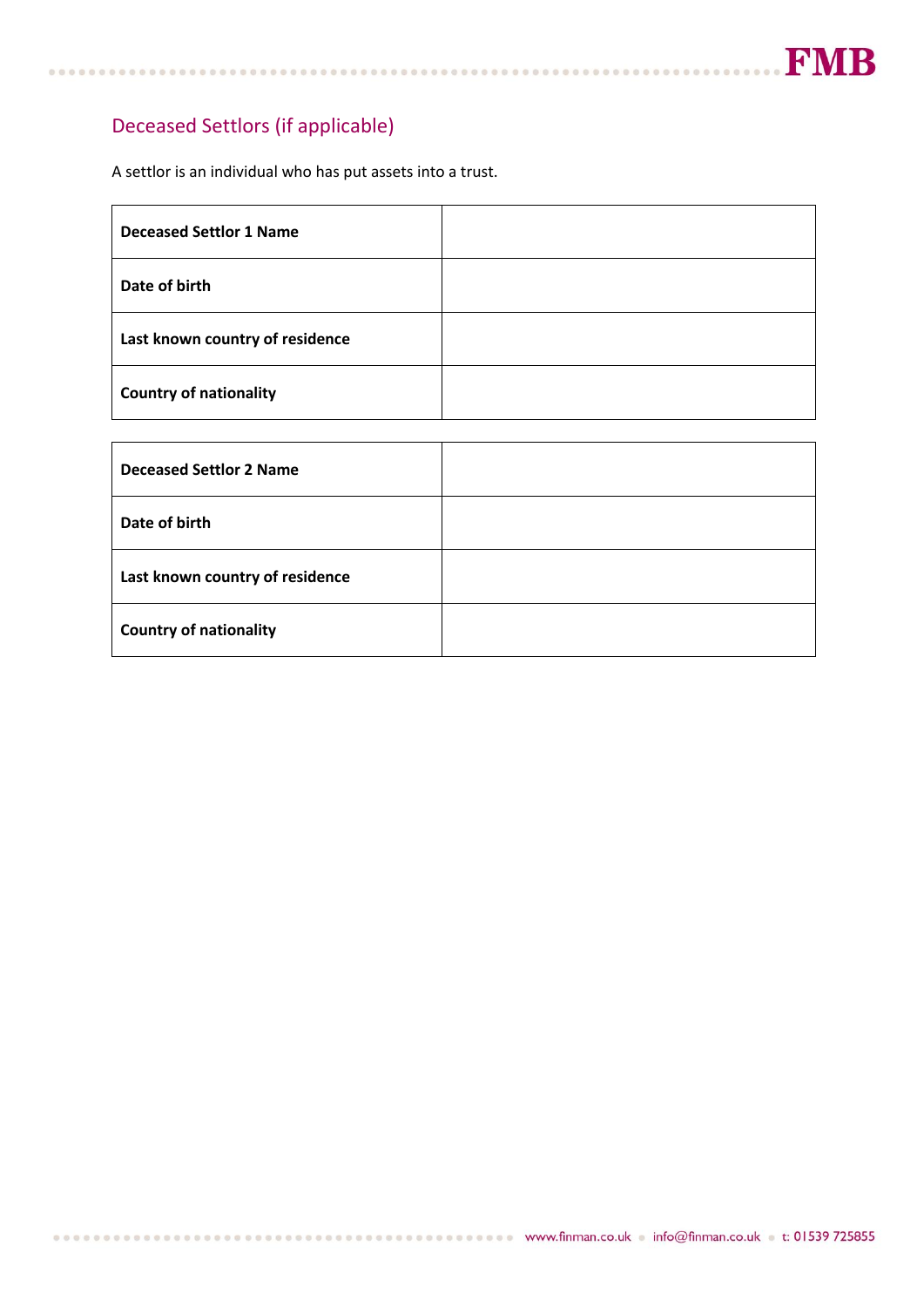## Deceased Settlors (if applicable)

A settlor is an individual who has put assets into a trust.

| **Deceased Settlor 1 Name** | |
|---|---|
| **Date of birth** | |
| **Last known country of residence** | |
| **Country of nationality** | |

| **Deceased Settlor 2 Name** | |
|---|---|
| **Date of birth** | |
| **Last known country of residence** | |
| **Country of nationality** | |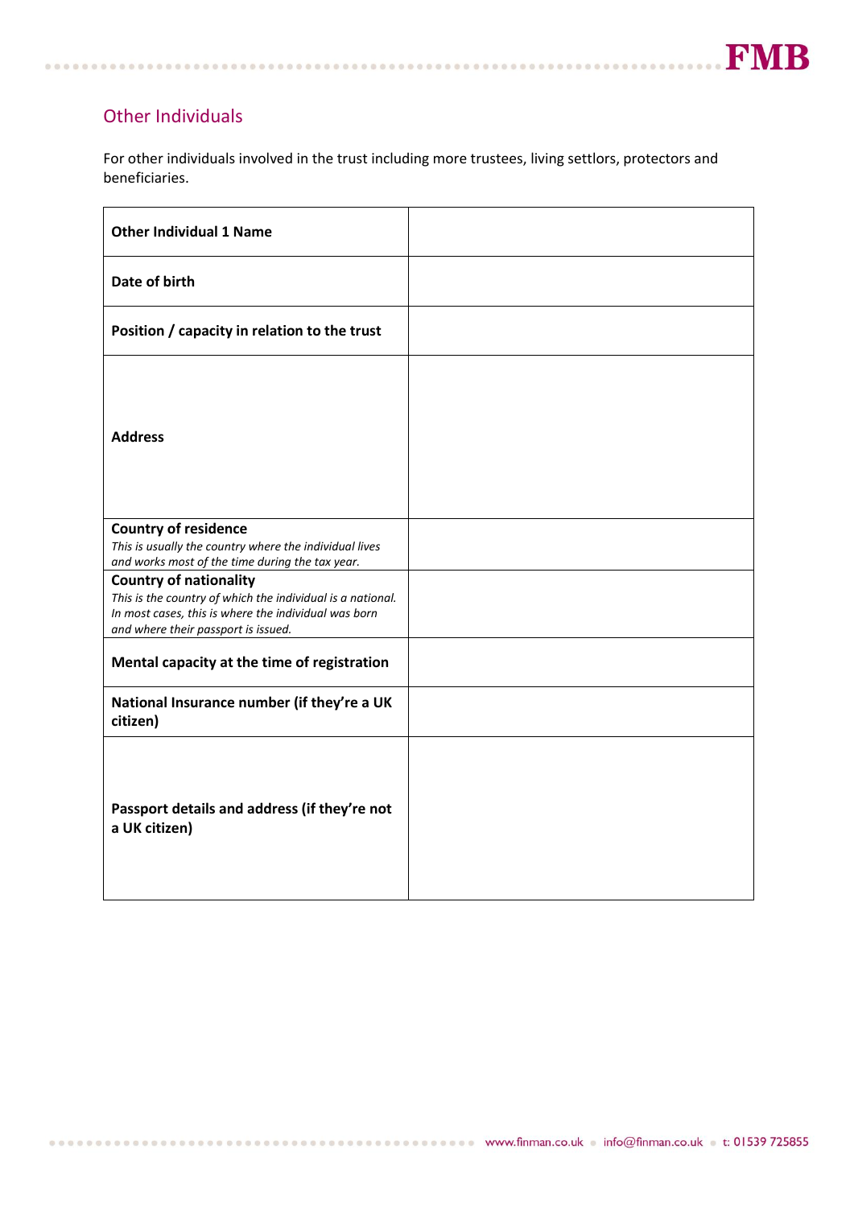## Other Individuals

For other individuals involved in the trust including more trustees, living settlors, protectors and beneficiaries.

| | |
|---|---|
| **Other Individual 1 Name** | |
| **Date of birth** | |
| **Position / capacity in relation to the trust** | |
| **Address** | |
| **Country of residence** *This is usually the country where the individual lives and works most of the time during the tax year.* | |
| **Country of nationality** *This is the country of which the individual is a national. In most cases, this is where the individual was born and where their passport is issued.* | |
| **Mental capacity at the time of registration** | |
| **National Insurance number (if they're a UK citizen)** | |
| **Passport details and address (if they're not a UK citizen)** | |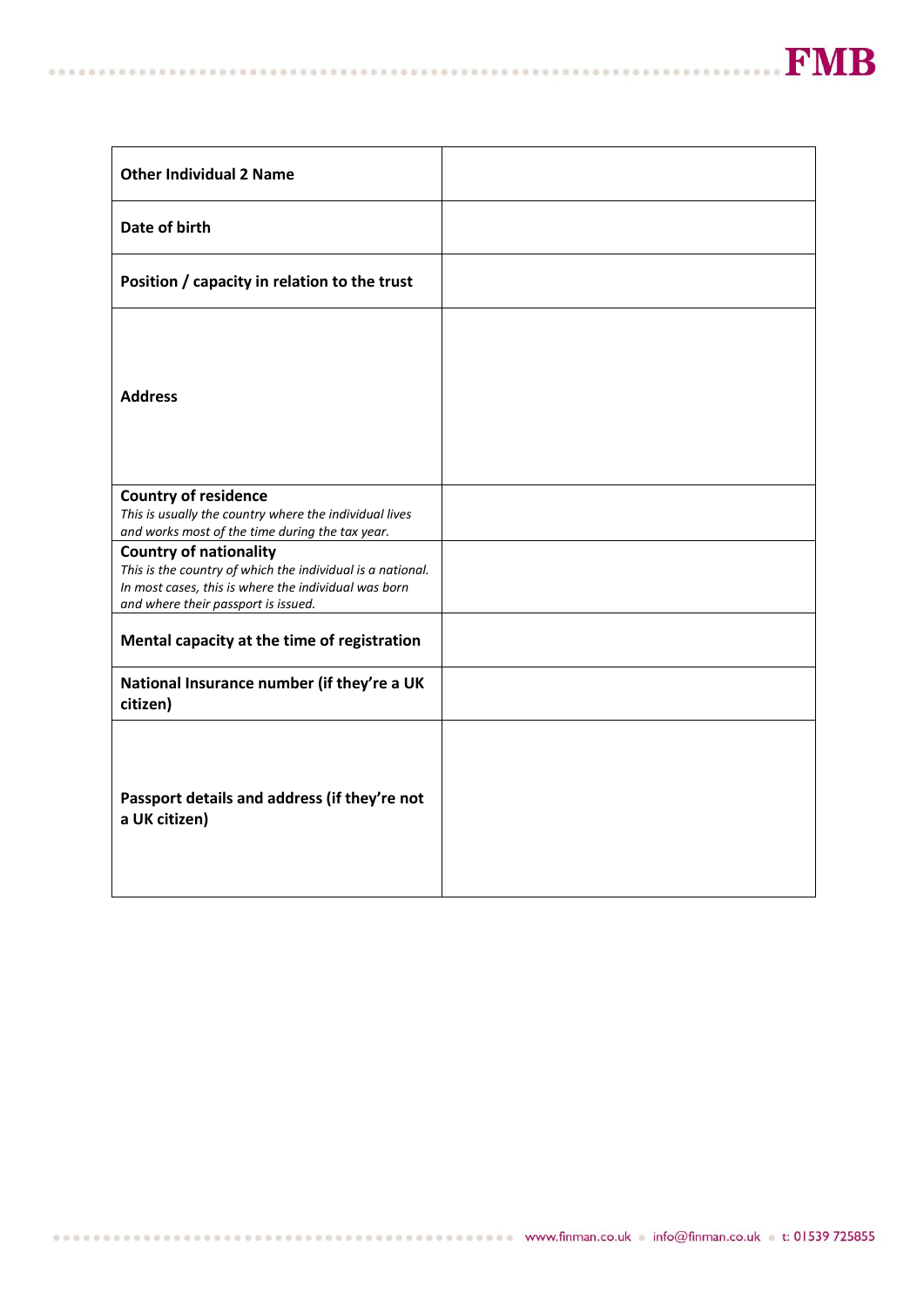| Other Individual 2 Name | |
|---|---|
| Date of birth | |
| Position / capacity in relation to the trust | |
| Address | |
| **Country of residence**<br>*This is usually the country where the individual lives and works most of the time during the tax year.* | |
| **Country of nationality**<br>*This is the country of which the individual is a national. In most cases, this is where the individual was born and where their passport is issued.* | |
| Mental capacity at the time of registration | |
| National Insurance number (if they're a UK citizen) | |
| Passport details and address (if they're not a UK citizen) | |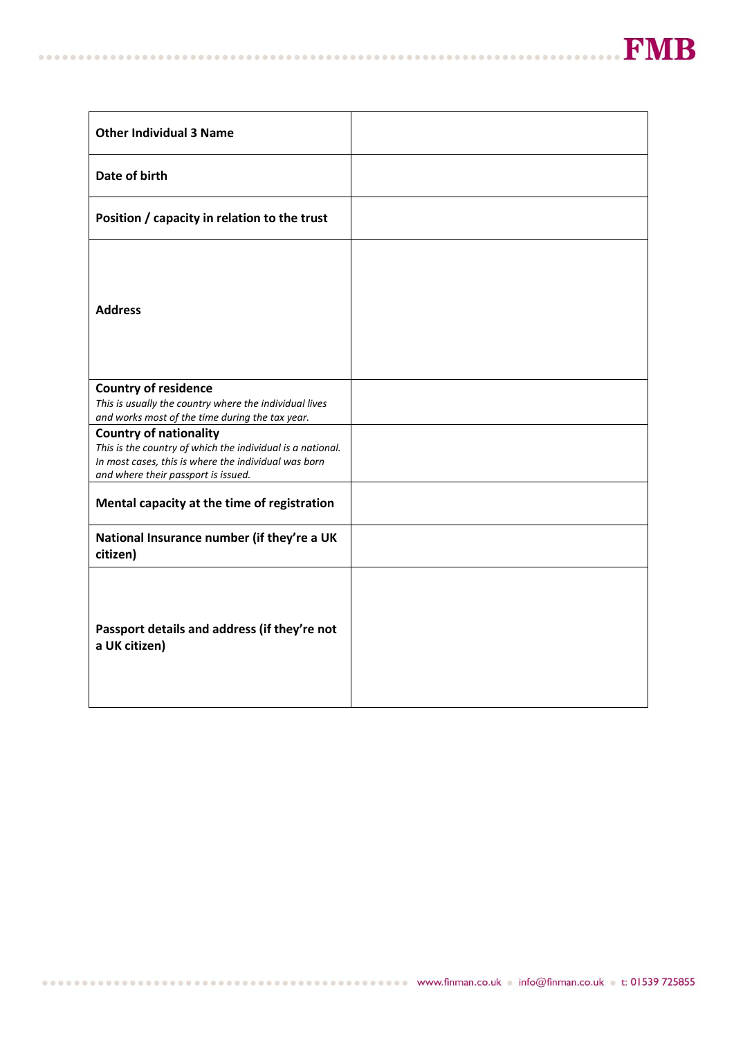| | |
|---|---|
| **Other Individual 3 Name** | |
| **Date of birth** | |
| **Position / capacity in relation to the trust** | |
| **Address** | |
| **Country of residence** *This is usually the country where the individual lives and works most of the time during the tax year.* | |
| **Country of nationality** *This is the country of which the individual is a national. In most cases, this is where the individual was born and where their passport is issued.* | |
| **Mental capacity at the time of registration** | |
| **National Insurance number (if they're a UK citizen)** | |
| **Passport details and address (if they're not a UK citizen)** | |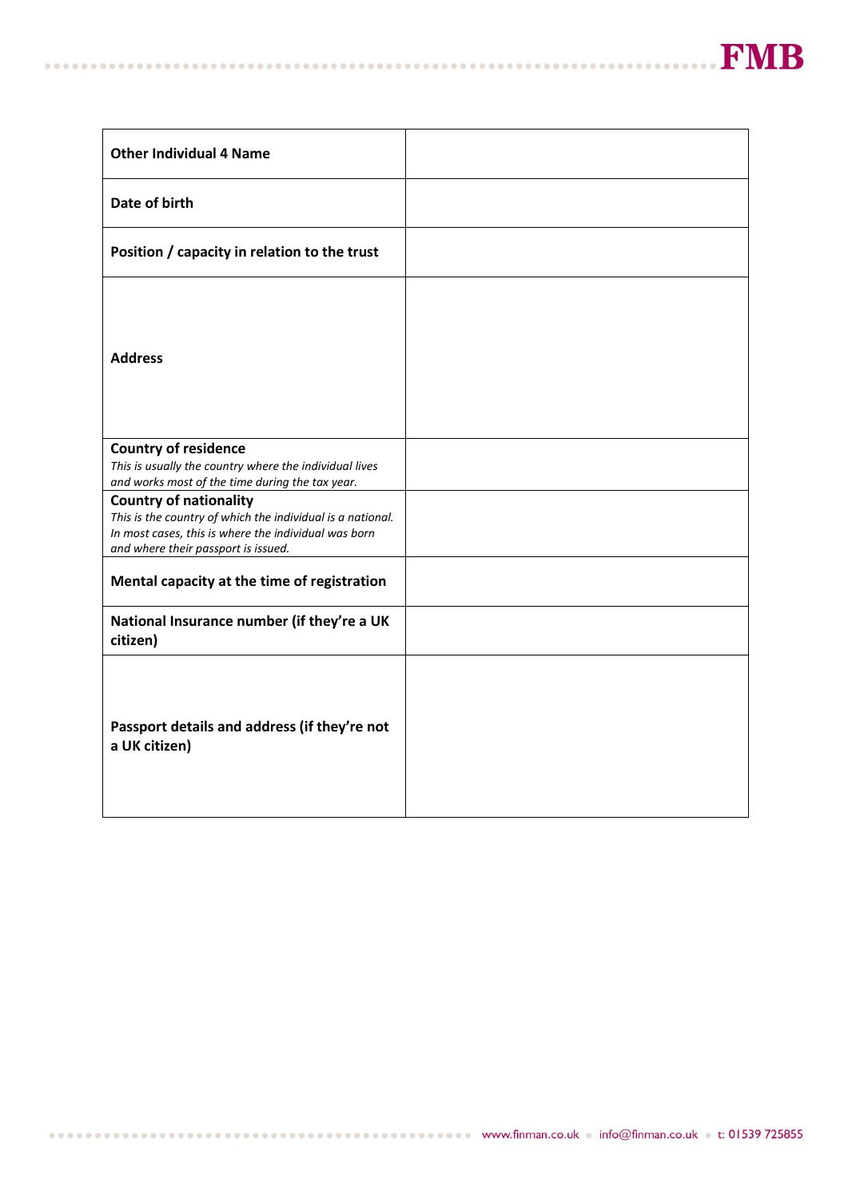| **Other Individual 4 Name** | |
|---|---|
| **Date of birth** | |
| **Position / capacity in relation to the trust** | |
| **Address** | |
| **Country of residence**<br>*This is usually the country where the individual lives and works most of the time during the tax year.* | |
| **Country of nationality**<br>*This is the country of which the individual is a national. In most cases, this is where the individual was born and where their passport is issued.* | |
| **Mental capacity at the time of registration** | |
| **National Insurance number (if they're a UK citizen)** | |
| **Passport details and address (if they're not a UK citizen)** | |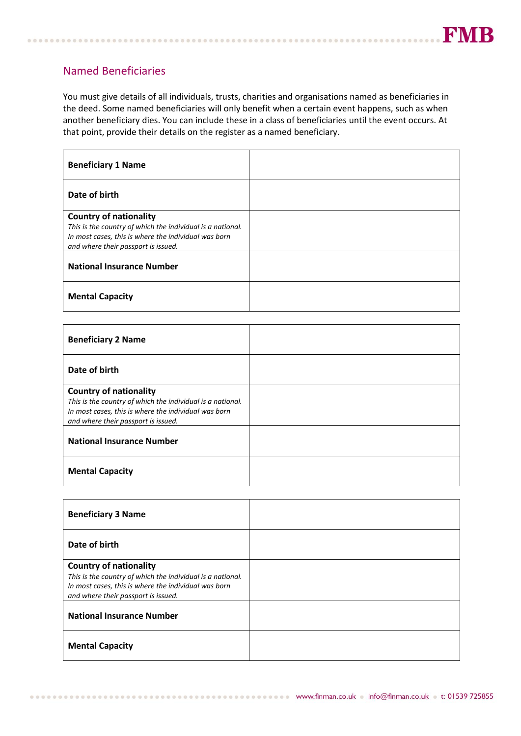## Named Beneficiaries

You must give details of all individuals, trusts, charities and organisations named as beneficiaries in the deed. Some named beneficiaries will only benefit when a certain event happens, such as when another beneficiary dies. You can include these in a class of beneficiaries until the event occurs. At that point, provide their details on the register as a named beneficiary.

| **Beneficiary 1 Name** | |
|---|---|
| **Date of birth** | |
| **Country of nationality**<br>*This is the country of which the individual is a national. In most cases, this is where the individual was born and where their passport is issued.* | |
| **National Insurance Number** | |
| **Mental Capacity** | |

| **Beneficiary 2 Name** | |
|---|---|
| **Date of birth** | |
| **Country of nationality**<br>*This is the country of which the individual is a national. In most cases, this is where the individual was born and where their passport is issued.* | |
| **National Insurance Number** | |
| **Mental Capacity** | |

| **Beneficiary 3 Name** | |
|---|---|
| **Date of birth** | |
| **Country of nationality**<br>*This is the country of which the individual is a national. In most cases, this is where the individual was born and where their passport is issued.* | |
| **National Insurance Number** | |
| **Mental Capacity** | |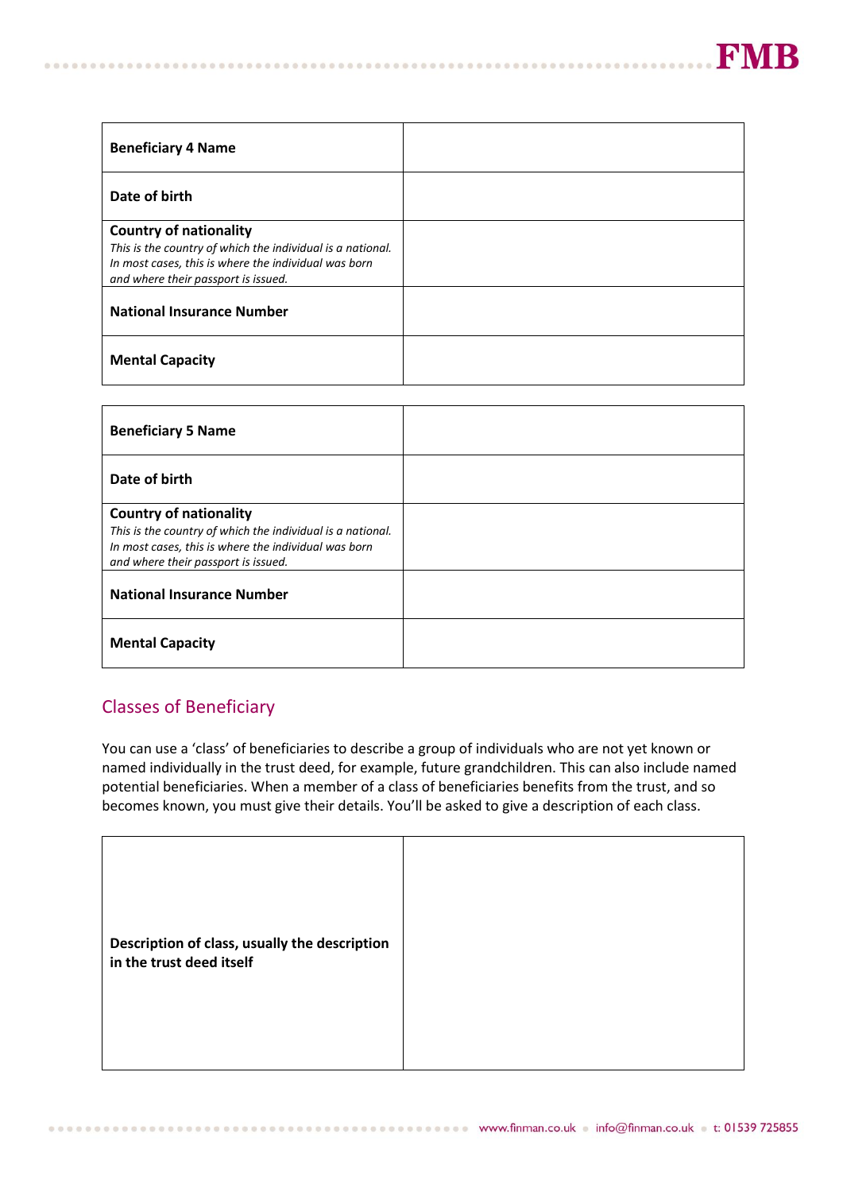| | |
|---|---|
| **Beneficiary 4 Name** | |
| **Date of birth** | |
| **Country of nationality**<br>*This is the country of which the individual is a national. In most cases, this is where the individual was born and where their passport is issued.* | |
| **National Insurance Number** | |
| **Mental Capacity** | |

| | |
|---|---|
| **Beneficiary 5 Name** | |
| **Date of birth** | |
| **Country of nationality**<br>*This is the country of which the individual is a national. In most cases, this is where the individual was born and where their passport is issued.* | |
| **National Insurance Number** | |
| **Mental Capacity** | |

## Classes of Beneficiary

You can use a 'class' of beneficiaries to describe a group of individuals who are not yet known or named individually in the trust deed, for example, future grandchildren. This can also include named potential beneficiaries. When a member of a class of beneficiaries benefits from the trust, and so becomes known, you must give their details. You'll be asked to give a description of each class.

| | |
|---|---|
| **Description of class, usually the description in the trust deed itself** | |